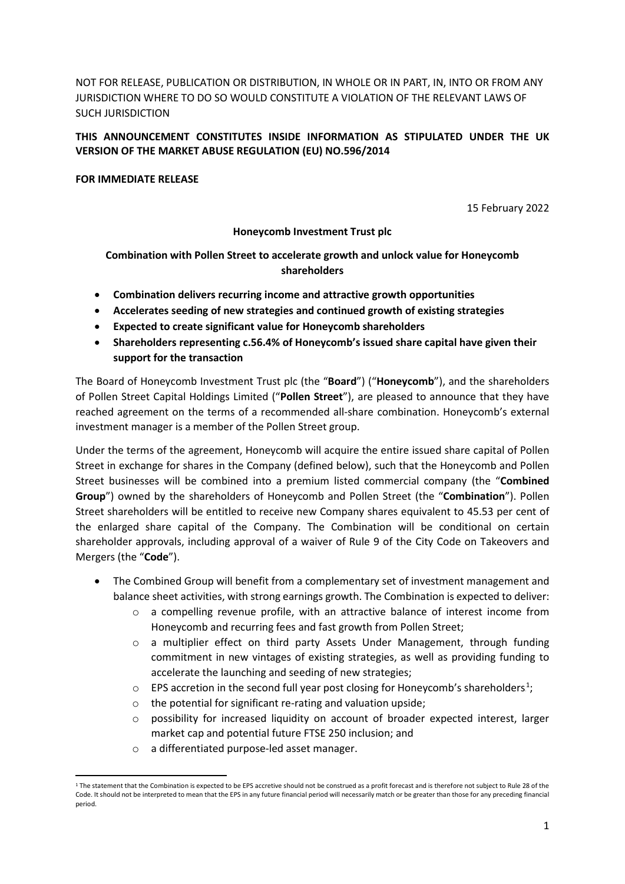NOT FOR RELEASE, PUBLICATION OR DISTRIBUTION, IN WHOLE OR IN PART, IN, INTO OR FROM ANY JURISDICTION WHERE TO DO SO WOULD CONSTITUTE A VIOLATION OF THE RELEVANT LAWS OF SUCH JURISDICTION

**THIS ANNOUNCEMENT CONSTITUTES INSIDE INFORMATION AS STIPULATED UNDER THE UK VERSION OF THE MARKET ABUSE REGULATION (EU) NO.596/2014**

**FOR IMMEDIATE RELEASE**

15 February 2022

**Honeycomb Investment Trust plc**

**Combination with Pollen Street to accelerate growth and unlock value for Honeycomb shareholders**

- **Combination delivers recurring income and attractive growth opportunities**
- **Accelerates seeding of new strategies and continued growth of existing strategies**
- **Expected to create significant value for Honeycomb shareholders**
- **Shareholders representing c.56.4% of Honeycomb's issued share capital have given their support for the transaction**

The Board of Honeycomb Investment Trust plc (the "**Board**") ("**Honeycomb**"), and the shareholders of Pollen Street Capital Holdings Limited ("**Pollen Street**"), are pleased to announce that they have reached agreement on the terms of a recommended all-share combination. Honeycomb's external investment manager is a member of the Pollen Street group.

Under the terms of the agreement, Honeycomb will acquire the entire issued share capital of Pollen Street in exchange for shares in the Company (defined below), such that the Honeycomb and Pollen Street businesses will be combined into a premium listed commercial company (the "**Combined Group**") owned by the shareholders of Honeycomb and Pollen Street (the "**Combination**"). Pollen Street shareholders will be entitled to receive new Company shares equivalent to 45.53 per cent of the enlarged share capital of the Company. The Combination will be conditional on certain shareholder approvals, including approval of a waiver of Rule 9 of the City Code on Takeovers and Mergers (the "**Code**").

- The Combined Group will benefit from a complementary set of investment management and balance sheet activities, with strong earnings growth. The Combination is expected to deliver:
  - a compelling revenue profile, with an attractive balance of interest income from Honeycomb and recurring fees and fast growth from Pollen Street;
  - a multiplier effect on third party Assets Under Management, through funding commitment in new vintages of existing strategies, as well as providing funding to accelerate the launching and seeding of new strategies;
  - EPS accretion in the second full year post closing for Honeycomb's shareholders[1];
  - the potential for significant re-rating and valuation upside;
  - possibility for increased liquidity on account of broader expected interest, larger market cap and potential future FTSE 250 inclusion; and
  - a differentiated purpose-led asset manager.

[1] The statement that the Combination is expected to be EPS accretive should not be construed as a profit forecast and is therefore not subject to Rule 28 of the Code. It should not be interpreted to mean that the EPS in any future financial period will necessarily match or be greater than those for any preceding financial period.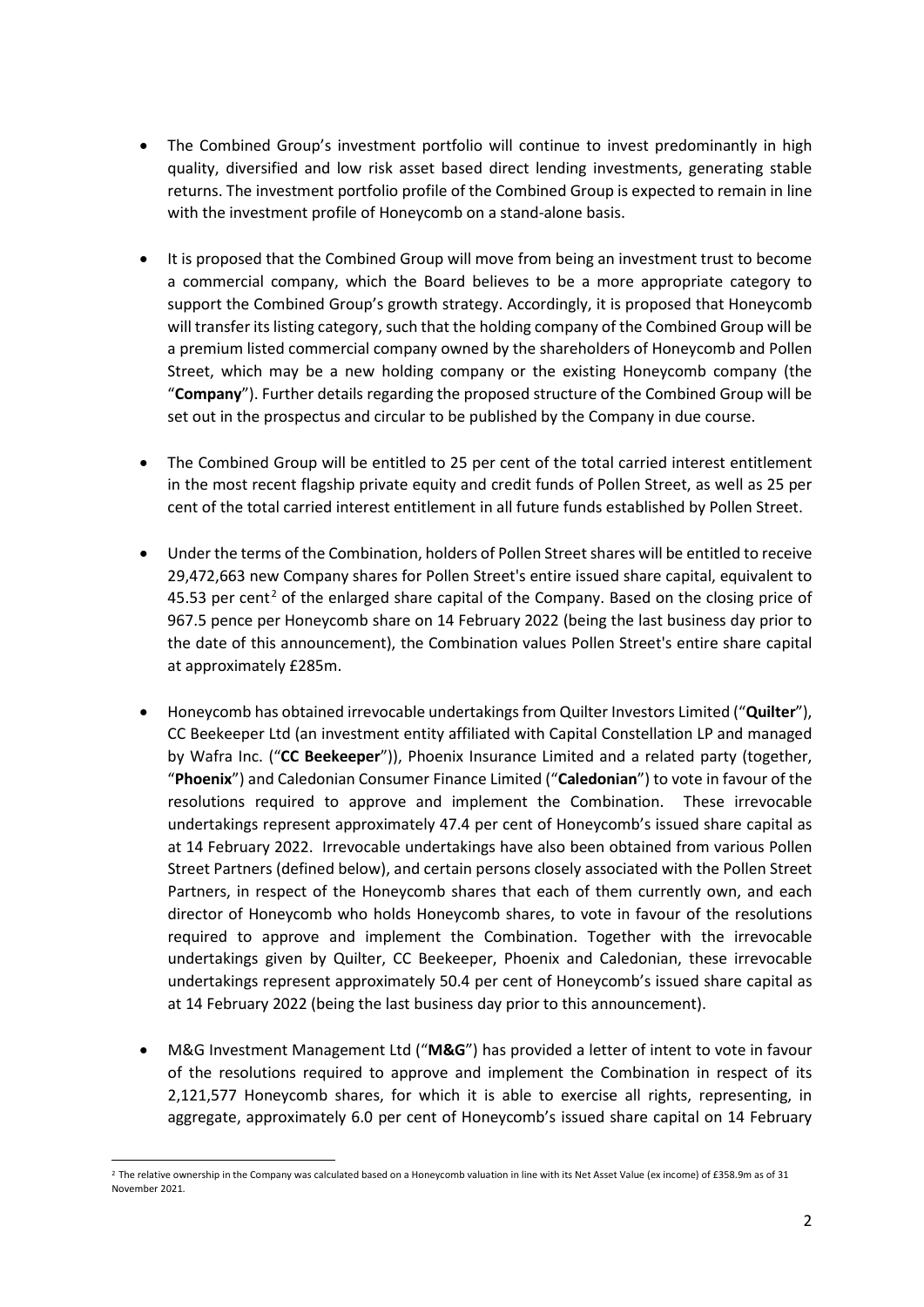- The Combined Group's investment portfolio will continue to invest predominantly in high quality, diversified and low risk asset based direct lending investments, generating stable returns. The investment portfolio profile of the Combined Group is expected to remain in line with the investment profile of Honeycomb on a stand-alone basis.

- It is proposed that the Combined Group will move from being an investment trust to become a commercial company, which the Board believes to be a more appropriate category to support the Combined Group's growth strategy. Accordingly, it is proposed that Honeycomb will transfer its listing category, such that the holding company of the Combined Group will be a premium listed commercial company owned by the shareholders of Honeycomb and Pollen Street, which may be a new holding company or the existing Honeycomb company (the "**Company**"). Further details regarding the proposed structure of the Combined Group will be set out in the prospectus and circular to be published by the Company in due course.

- The Combined Group will be entitled to 25 per cent of the total carried interest entitlement in the most recent flagship private equity and credit funds of Pollen Street, as well as 25 per cent of the total carried interest entitlement in all future funds established by Pollen Street.

- Under the terms of the Combination, holders of Pollen Street shares will be entitled to receive 29,472,663 new Company shares for Pollen Street's entire issued share capital, equivalent to 45.53 per cent[2] of the enlarged share capital of the Company. Based on the closing price of 967.5 pence per Honeycomb share on 14 February 2022 (being the last business day prior to the date of this announcement), the Combination values Pollen Street's entire share capital at approximately £285m.

- Honeycomb has obtained irrevocable undertakings from Quilter Investors Limited ("**Quilter**"), CC Beekeeper Ltd (an investment entity affiliated with Capital Constellation LP and managed by Wafra Inc. ("**CC Beekeeper**")), Phoenix Insurance Limited and a related party (together, "**Phoenix**") and Caledonian Consumer Finance Limited ("**Caledonian**") to vote in favour of the resolutions required to approve and implement the Combination. These irrevocable undertakings represent approximately 47.4 per cent of Honeycomb's issued share capital as at 14 February 2022. Irrevocable undertakings have also been obtained from various Pollen Street Partners (defined below), and certain persons closely associated with the Pollen Street Partners, in respect of the Honeycomb shares that each of them currently own, and each director of Honeycomb who holds Honeycomb shares, to vote in favour of the resolutions required to approve and implement the Combination. Together with the irrevocable undertakings given by Quilter, CC Beekeeper, Phoenix and Caledonian, these irrevocable undertakings represent approximately 50.4 per cent of Honeycomb's issued share capital as at 14 February 2022 (being the last business day prior to this announcement).

- M&G Investment Management Ltd ("**M&G**") has provided a letter of intent to vote in favour of the resolutions required to approve and implement the Combination in respect of its 2,121,577 Honeycomb shares, for which it is able to exercise all rights, representing, in aggregate, approximately 6.0 per cent of Honeycomb's issued share capital on 14 February

---

[2] The relative ownership in the Company was calculated based on a Honeycomb valuation in line with its Net Asset Value (ex income) of £358.9m as of 31 November 2021.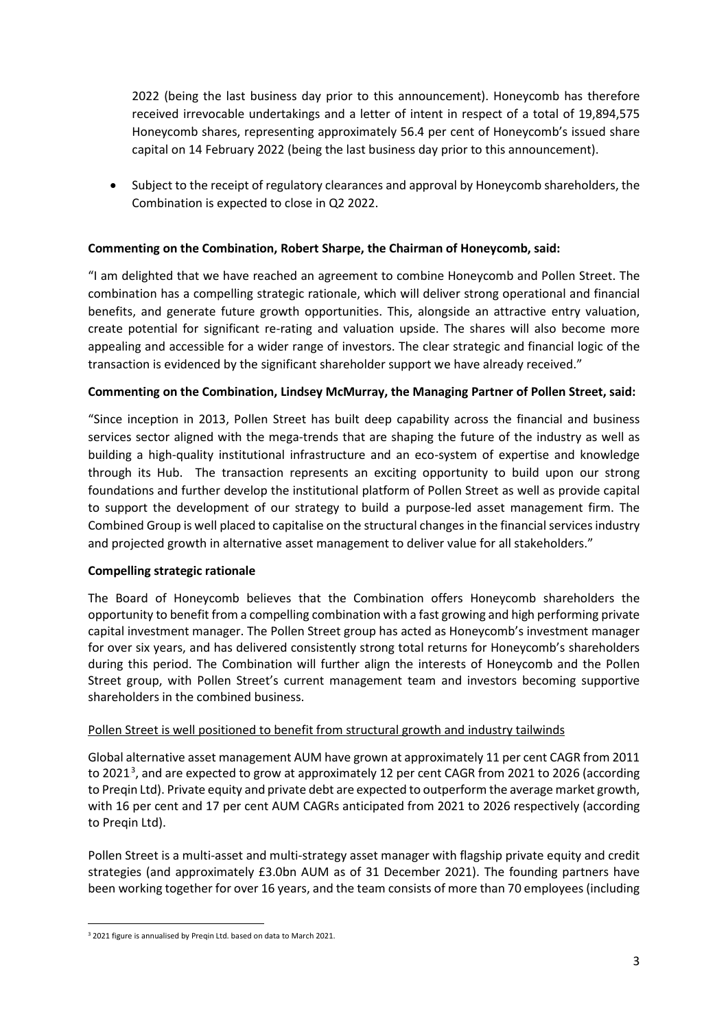2022 (being the last business day prior to this announcement). Honeycomb has therefore received irrevocable undertakings and a letter of intent in respect of a total of 19,894,575 Honeycomb shares, representing approximately 56.4 per cent of Honeycomb's issued share capital on 14 February 2022 (being the last business day prior to this announcement).

- Subject to the receipt of regulatory clearances and approval by Honeycomb shareholders, the Combination is expected to close in Q2 2022.

**Commenting on the Combination, Robert Sharpe, the Chairman of Honeycomb, said:**

"I am delighted that we have reached an agreement to combine Honeycomb and Pollen Street. The combination has a compelling strategic rationale, which will deliver strong operational and financial benefits, and generate future growth opportunities. This, alongside an attractive entry valuation, create potential for significant re-rating and valuation upside. The shares will also become more appealing and accessible for a wider range of investors. The clear strategic and financial logic of the transaction is evidenced by the significant shareholder support we have already received."

**Commenting on the Combination, Lindsey McMurray, the Managing Partner of Pollen Street, said:**

"Since inception in 2013, Pollen Street has built deep capability across the financial and business services sector aligned with the mega-trends that are shaping the future of the industry as well as building a high-quality institutional infrastructure and an eco-system of expertise and knowledge through its Hub. The transaction represents an exciting opportunity to build upon our strong foundations and further develop the institutional platform of Pollen Street as well as provide capital to support the development of our strategy to build a purpose-led asset management firm. The Combined Group is well placed to capitalise on the structural changes in the financial services industry and projected growth in alternative asset management to deliver value for all stakeholders."

**Compelling strategic rationale**

The Board of Honeycomb believes that the Combination offers Honeycomb shareholders the opportunity to benefit from a compelling combination with a fast growing and high performing private capital investment manager. The Pollen Street group has acted as Honeycomb's investment manager for over six years, and has delivered consistently strong total returns for Honeycomb's shareholders during this period. The Combination will further align the interests of Honeycomb and the Pollen Street group, with Pollen Street's current management team and investors becoming supportive shareholders in the combined business.

Pollen Street is well positioned to benefit from structural growth and industry tailwinds

Global alternative asset management AUM have grown at approximately 11 per cent CAGR from 2011 to 2021[3], and are expected to grow at approximately 12 per cent CAGR from 2021 to 2026 (according to Preqin Ltd). Private equity and private debt are expected to outperform the average market growth, with 16 per cent and 17 per cent AUM CAGRs anticipated from 2021 to 2026 respectively (according to Preqin Ltd).

Pollen Street is a multi-asset and multi-strategy asset manager with flagship private equity and credit strategies (and approximately £3.0bn AUM as of 31 December 2021). The founding partners have been working together for over 16 years, and the team consists of more than 70 employees (including

[3] 2021 figure is annualised by Preqin Ltd. based on data to March 2021.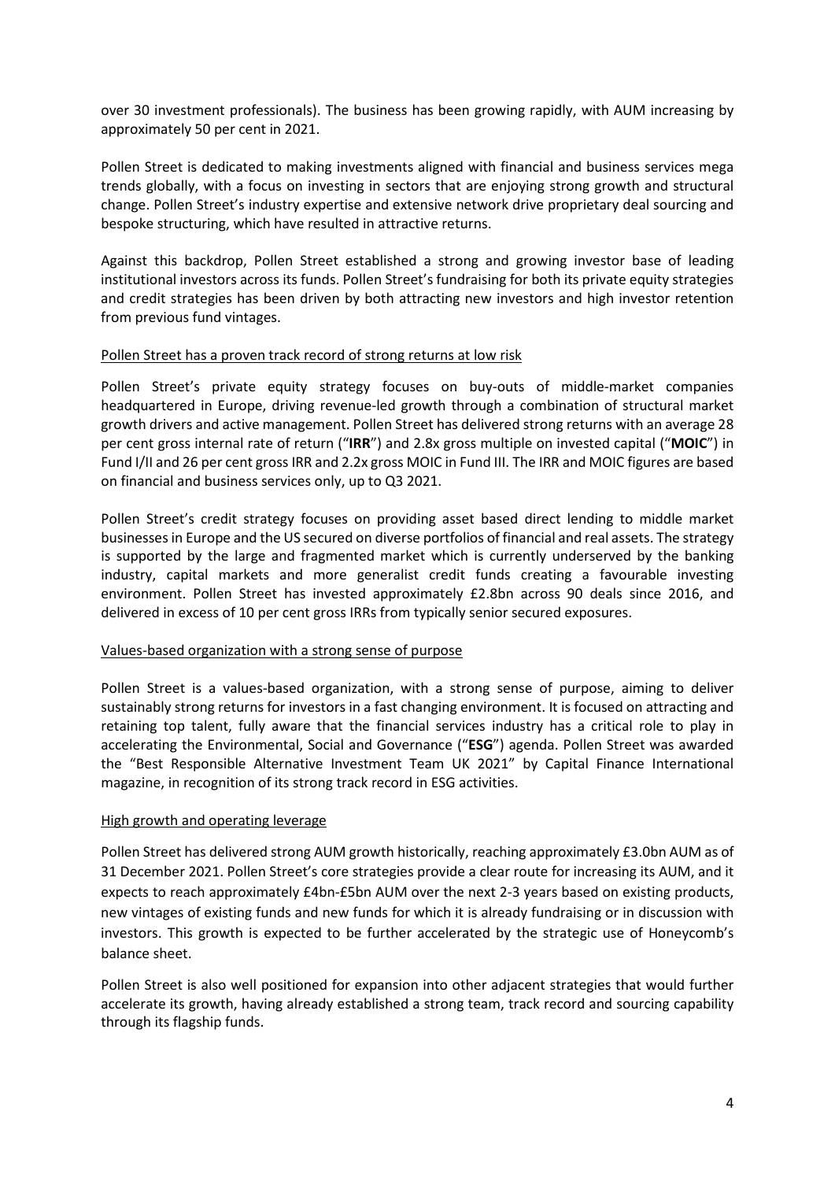over 30 investment professionals). The business has been growing rapidly, with AUM increasing by approximately 50 per cent in 2021.

Pollen Street is dedicated to making investments aligned with financial and business services mega trends globally, with a focus on investing in sectors that are enjoying strong growth and structural change. Pollen Street's industry expertise and extensive network drive proprietary deal sourcing and bespoke structuring, which have resulted in attractive returns.

Against this backdrop, Pollen Street established a strong and growing investor base of leading institutional investors across its funds. Pollen Street's fundraising for both its private equity strategies and credit strategies has been driven by both attracting new investors and high investor retention from previous fund vintages.

<u>Pollen Street has a proven track record of strong returns at low risk</u>

Pollen Street's private equity strategy focuses on buy-outs of middle-market companies headquartered in Europe, driving revenue-led growth through a combination of structural market growth drivers and active management. Pollen Street has delivered strong returns with an average 28 per cent gross internal rate of return ("**IRR**") and 2.8x gross multiple on invested capital ("**MOIC**") in Fund I/II and 26 per cent gross IRR and 2.2x gross MOIC in Fund III. The IRR and MOIC figures are based on financial and business services only, up to Q3 2021.

Pollen Street's credit strategy focuses on providing asset based direct lending to middle market businesses in Europe and the US secured on diverse portfolios of financial and real assets. The strategy is supported by the large and fragmented market which is currently underserved by the banking industry, capital markets and more generalist credit funds creating a favourable investing environment. Pollen Street has invested approximately £2.8bn across 90 deals since 2016, and delivered in excess of 10 per cent gross IRRs from typically senior secured exposures.

<u>Values-based organization with a strong sense of purpose</u>

Pollen Street is a values-based organization, with a strong sense of purpose, aiming to deliver sustainably strong returns for investors in a fast changing environment. It is focused on attracting and retaining top talent, fully aware that the financial services industry has a critical role to play in accelerating the Environmental, Social and Governance ("**ESG**") agenda. Pollen Street was awarded the "Best Responsible Alternative Investment Team UK 2021" by Capital Finance International magazine, in recognition of its strong track record in ESG activities.

<u>High growth and operating leverage</u>

Pollen Street has delivered strong AUM growth historically, reaching approximately £3.0bn AUM as of 31 December 2021. Pollen Street's core strategies provide a clear route for increasing its AUM, and it expects to reach approximately £4bn-£5bn AUM over the next 2-3 years based on existing products, new vintages of existing funds and new funds for which it is already fundraising or in discussion with investors. This growth is expected to be further accelerated by the strategic use of Honeycomb's balance sheet.

Pollen Street is also well positioned for expansion into other adjacent strategies that would further accelerate its growth, having already established a strong team, track record and sourcing capability through its flagship funds.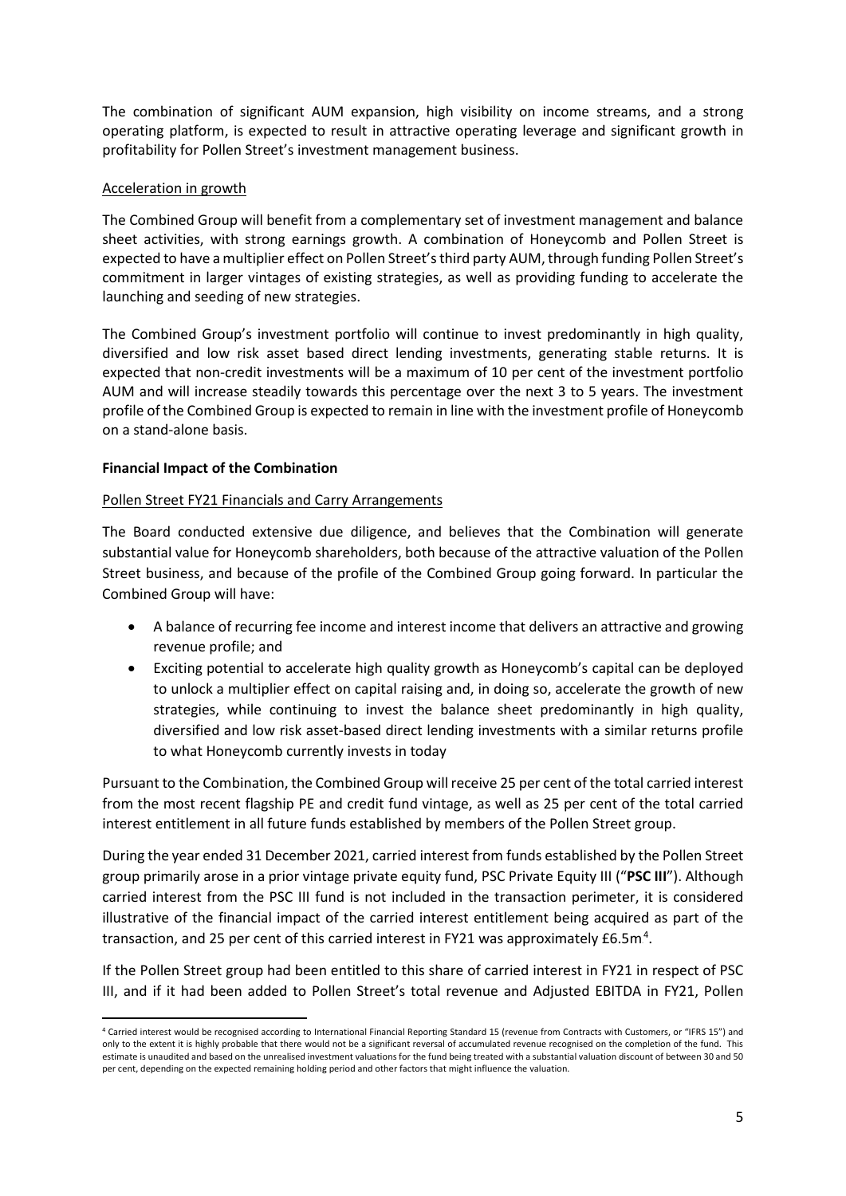The combination of significant AUM expansion, high visibility on income streams, and a strong operating platform, is expected to result in attractive operating leverage and significant growth in profitability for Pollen Street's investment management business.

Acceleration in growth

The Combined Group will benefit from a complementary set of investment management and balance sheet activities, with strong earnings growth. A combination of Honeycomb and Pollen Street is expected to have a multiplier effect on Pollen Street's third party AUM, through funding Pollen Street's commitment in larger vintages of existing strategies, as well as providing funding to accelerate the launching and seeding of new strategies.

The Combined Group's investment portfolio will continue to invest predominantly in high quality, diversified and low risk asset based direct lending investments, generating stable returns. It is expected that non-credit investments will be a maximum of 10 per cent of the investment portfolio AUM and will increase steadily towards this percentage over the next 3 to 5 years. The investment profile of the Combined Group is expected to remain in line with the investment profile of Honeycomb on a stand-alone basis.

**Financial Impact of the Combination**

Pollen Street FY21 Financials and Carry Arrangements

The Board conducted extensive due diligence, and believes that the Combination will generate substantial value for Honeycomb shareholders, both because of the attractive valuation of the Pollen Street business, and because of the profile of the Combined Group going forward. In particular the Combined Group will have:

- A balance of recurring fee income and interest income that delivers an attractive and growing revenue profile; and
- Exciting potential to accelerate high quality growth as Honeycomb's capital can be deployed to unlock a multiplier effect on capital raising and, in doing so, accelerate the growth of new strategies, while continuing to invest the balance sheet predominantly in high quality, diversified and low risk asset-based direct lending investments with a similar returns profile to what Honeycomb currently invests in today

Pursuant to the Combination, the Combined Group will receive 25 per cent of the total carried interest from the most recent flagship PE and credit fund vintage, as well as 25 per cent of the total carried interest entitlement in all future funds established by members of the Pollen Street group.

During the year ended 31 December 2021, carried interest from funds established by the Pollen Street group primarily arose in a prior vintage private equity fund, PSC Private Equity III ("**PSC III**"). Although carried interest from the PSC III fund is not included in the transaction perimeter, it is considered illustrative of the financial impact of the carried interest entitlement being acquired as part of the transaction, and 25 per cent of this carried interest in FY21 was approximately £6.5m[4].

If the Pollen Street group had been entitled to this share of carried interest in FY21 in respect of PSC III, and if it had been added to Pollen Street's total revenue and Adjusted EBITDA in FY21, Pollen

[4] Carried interest would be recognised according to International Financial Reporting Standard 15 (revenue from Contracts with Customers, or "IFRS 15") and only to the extent it is highly probable that there would not be a significant reversal of accumulated revenue recognised on the completion of the fund. This estimate is unaudited and based on the unrealised investment valuations for the fund being treated with a substantial valuation discount of between 30 and 50 per cent, depending on the expected remaining holding period and other factors that might influence the valuation.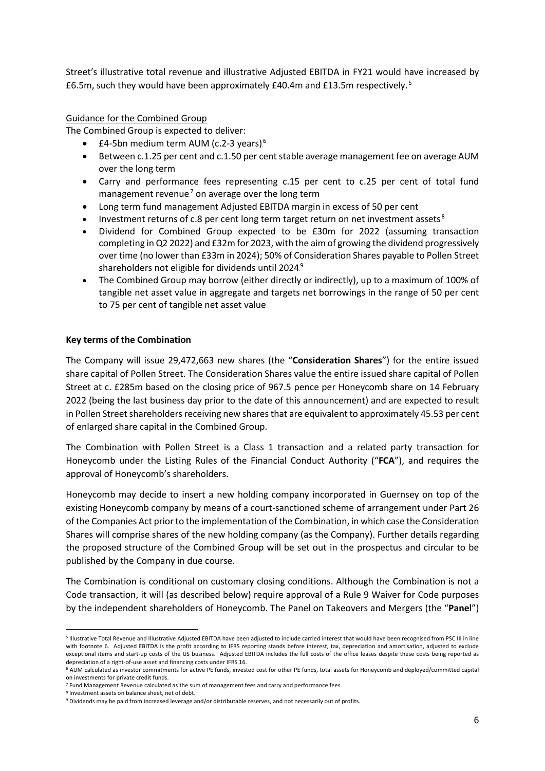Street's illustrative total revenue and illustrative Adjusted EBITDA in FY21 would have increased by £6.5m, such they would have been approximately £40.4m and £13.5m respectively.[5]

Guidance for the Combined Group

The Combined Group is expected to deliver:

- £4-5bn medium term AUM (c.2-3 years)[6]
- Between c.1.25 per cent and c.1.50 per cent stable average management fee on average AUM over the long term
- Carry and performance fees representing c.15 per cent to c.25 per cent of total fund management revenue[7] on average over the long term
- Long term fund management Adjusted EBITDA margin in excess of 50 per cent
- Investment returns of c.8 per cent long term target return on net investment assets[8]
- Dividend for Combined Group expected to be £30m for 2022 (assuming transaction completing in Q2 2022) and £32m for 2023, with the aim of growing the dividend progressively over time (no lower than £33m in 2024); 50% of Consideration Shares payable to Pollen Street shareholders not eligible for dividends until 2024[9]
- The Combined Group may borrow (either directly or indirectly), up to a maximum of 100% of tangible net asset value in aggregate and targets net borrowings in the range of 50 per cent to 75 per cent of tangible net asset value

**Key terms of the Combination**

The Company will issue 29,472,663 new shares (the "**Consideration Shares**") for the entire issued share capital of Pollen Street. The Consideration Shares value the entire issued share capital of Pollen Street at c. £285m based on the closing price of 967.5 pence per Honeycomb share on 14 February 2022 (being the last business day prior to the date of this announcement) and are expected to result in Pollen Street shareholders receiving new shares that are equivalent to approximately 45.53 per cent of enlarged share capital in the Combined Group.

The Combination with Pollen Street is a Class 1 transaction and a related party transaction for Honeycomb under the Listing Rules of the Financial Conduct Authority ("**FCA**"), and requires the approval of Honeycomb's shareholders.

Honeycomb may decide to insert a new holding company incorporated in Guernsey on top of the existing Honeycomb company by means of a court-sanctioned scheme of arrangement under Part 26 of the Companies Act prior to the implementation of the Combination, in which case the Consideration Shares will comprise shares of the new holding company (as the Company). Further details regarding the proposed structure of the Combined Group will be set out in the prospectus and circular to be published by the Company in due course.

The Combination is conditional on customary closing conditions. Although the Combination is not a Code transaction, it will (as described below) require approval of a Rule 9 Waiver for Code purposes by the independent shareholders of Honeycomb. The Panel on Takeovers and Mergers (the "**Panel**")

---

[5] Illustrative Total Revenue and Illustrative Adjusted EBITDA have been adjusted to include carried interest that would have been recognised from PSC III in line with footnote 6. Adjusted EBITDA is the profit according to IFRS reporting stands before interest, tax, depreciation and amortisation, adjusted to exclude exceptional items and start-up costs of the US business. Adjusted EBITDA includes the full costs of the office leases despite these costs being reported as depreciation of a right-of-use asset and financing costs under IFRS 16.

[6] AUM calculated as investor commitments for active PE funds, invested cost for other PE funds, total assets for Honeycomb and deployed/committed capital on investments for private credit funds.

[7] Fund Management Revenue calculated as the sum of management fees and carry and performance fees.

[8] Investment assets on balance sheet, net of debt.

[9] Dividends may be paid from increased leverage and/or distributable reserves, and not necessarily out of profits.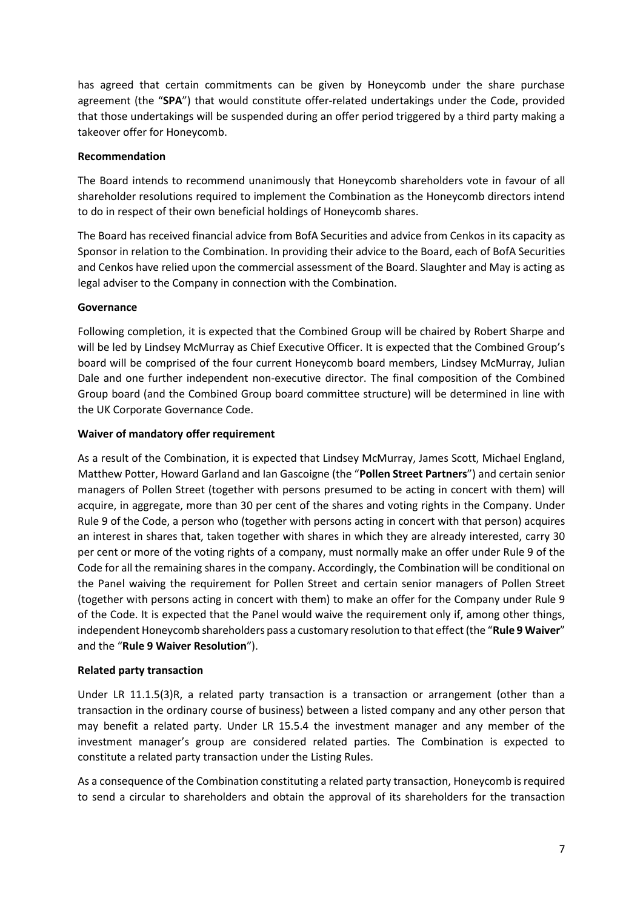has agreed that certain commitments can be given by Honeycomb under the share purchase agreement (the "**SPA**") that would constitute offer-related undertakings under the Code, provided that those undertakings will be suspended during an offer period triggered by a third party making a takeover offer for Honeycomb.

**Recommendation**

The Board intends to recommend unanimously that Honeycomb shareholders vote in favour of all shareholder resolutions required to implement the Combination as the Honeycomb directors intend to do in respect of their own beneficial holdings of Honeycomb shares.

The Board has received financial advice from BofA Securities and advice from Cenkos in its capacity as Sponsor in relation to the Combination. In providing their advice to the Board, each of BofA Securities and Cenkos have relied upon the commercial assessment of the Board. Slaughter and May is acting as legal adviser to the Company in connection with the Combination.

**Governance**

Following completion, it is expected that the Combined Group will be chaired by Robert Sharpe and will be led by Lindsey McMurray as Chief Executive Officer. It is expected that the Combined Group's board will be comprised of the four current Honeycomb board members, Lindsey McMurray, Julian Dale and one further independent non-executive director. The final composition of the Combined Group board (and the Combined Group board committee structure) will be determined in line with the UK Corporate Governance Code.

**Waiver of mandatory offer requirement**

As a result of the Combination, it is expected that Lindsey McMurray, James Scott, Michael England, Matthew Potter, Howard Garland and Ian Gascoigne (the "**Pollen Street Partners**") and certain senior managers of Pollen Street (together with persons presumed to be acting in concert with them) will acquire, in aggregate, more than 30 per cent of the shares and voting rights in the Company. Under Rule 9 of the Code, a person who (together with persons acting in concert with that person) acquires an interest in shares that, taken together with shares in which they are already interested, carry 30 per cent or more of the voting rights of a company, must normally make an offer under Rule 9 of the Code for all the remaining shares in the company. Accordingly, the Combination will be conditional on the Panel waiving the requirement for Pollen Street and certain senior managers of Pollen Street (together with persons acting in concert with them) to make an offer for the Company under Rule 9 of the Code. It is expected that the Panel would waive the requirement only if, among other things, independent Honeycomb shareholders pass a customary resolution to that effect (the "**Rule 9 Waiver**" and the "**Rule 9 Waiver Resolution**").

**Related party transaction**

Under LR 11.1.5(3)R, a related party transaction is a transaction or arrangement (other than a transaction in the ordinary course of business) between a listed company and any other person that may benefit a related party. Under LR 15.5.4 the investment manager and any member of the investment manager's group are considered related parties. The Combination is expected to constitute a related party transaction under the Listing Rules.

As a consequence of the Combination constituting a related party transaction, Honeycomb is required to send a circular to shareholders and obtain the approval of its shareholders for the transaction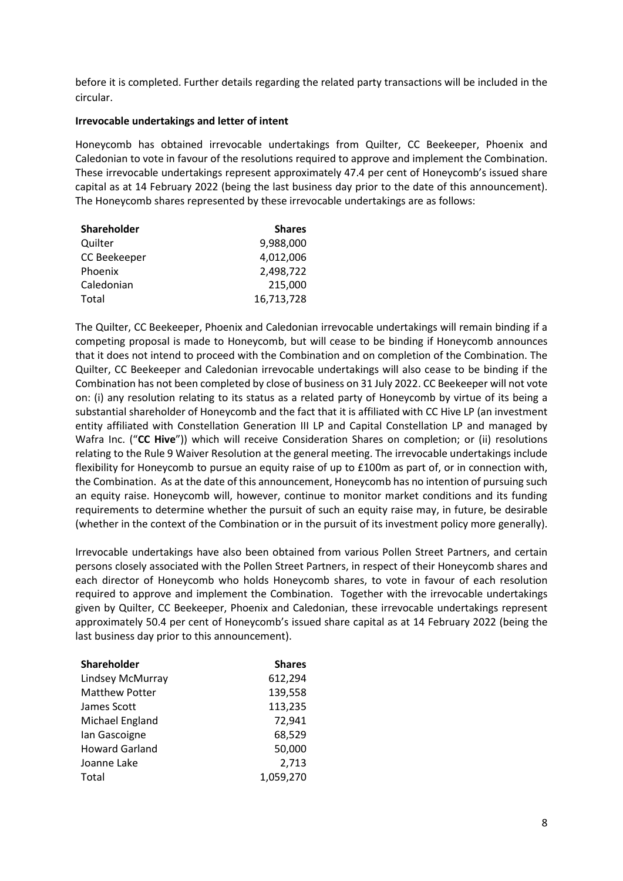before it is completed. Further details regarding the related party transactions will be included in the circular.

**Irrevocable undertakings and letter of intent**

Honeycomb has obtained irrevocable undertakings from Quilter, CC Beekeeper, Phoenix and Caledonian to vote in favour of the resolutions required to approve and implement the Combination. These irrevocable undertakings represent approximately 47.4 per cent of Honeycomb's issued share capital as at 14 February 2022 (being the last business day prior to the date of this announcement). The Honeycomb shares represented by these irrevocable undertakings are as follows:

| Shareholder | Shares |
|---|---:|
| Quilter | 9,988,000 |
| CC Beekeeper | 4,012,006 |
| Phoenix | 2,498,722 |
| Caledonian | 215,000 |
| Total | 16,713,728 |

The Quilter, CC Beekeeper, Phoenix and Caledonian irrevocable undertakings will remain binding if a competing proposal is made to Honeycomb, but will cease to be binding if Honeycomb announces that it does not intend to proceed with the Combination and on completion of the Combination. The Quilter, CC Beekeeper and Caledonian irrevocable undertakings will also cease to be binding if the Combination has not been completed by close of business on 31 July 2022. CC Beekeeper will not vote on: (i) any resolution relating to its status as a related party of Honeycomb by virtue of its being a substantial shareholder of Honeycomb and the fact that it is affiliated with CC Hive LP (an investment entity affiliated with Constellation Generation III LP and Capital Constellation LP and managed by Wafra Inc. ("**CC Hive**")) which will receive Consideration Shares on completion; or (ii) resolutions relating to the Rule 9 Waiver Resolution at the general meeting. The irrevocable undertakings include flexibility for Honeycomb to pursue an equity raise of up to £100m as part of, or in connection with, the Combination. As at the date of this announcement, Honeycomb has no intention of pursuing such an equity raise. Honeycomb will, however, continue to monitor market conditions and its funding requirements to determine whether the pursuit of such an equity raise may, in future, be desirable (whether in the context of the Combination or in the pursuit of its investment policy more generally).

Irrevocable undertakings have also been obtained from various Pollen Street Partners, and certain persons closely associated with the Pollen Street Partners, in respect of their Honeycomb shares and each director of Honeycomb who holds Honeycomb shares, to vote in favour of each resolution required to approve and implement the Combination. Together with the irrevocable undertakings given by Quilter, CC Beekeeper, Phoenix and Caledonian, these irrevocable undertakings represent approximately 50.4 per cent of Honeycomb's issued share capital as at 14 February 2022 (being the last business day prior to this announcement).

| Shareholder | Shares |
|---|---:|
| Lindsey McMurray | 612,294 |
| Matthew Potter | 139,558 |
| James Scott | 113,235 |
| Michael England | 72,941 |
| Ian Gascoigne | 68,529 |
| Howard Garland | 50,000 |
| Joanne Lake | 2,713 |
| Total | 1,059,270 |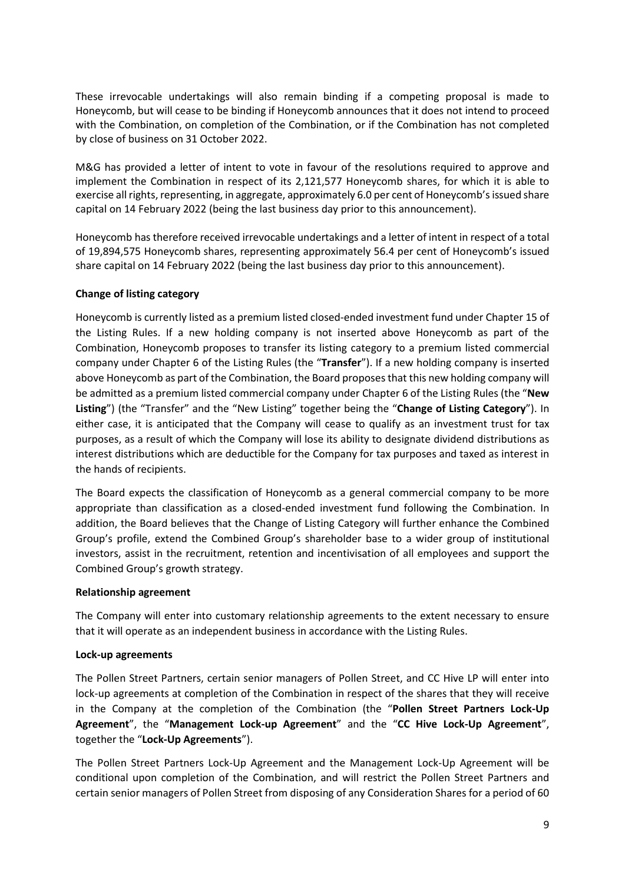These irrevocable undertakings will also remain binding if a competing proposal is made to Honeycomb, but will cease to be binding if Honeycomb announces that it does not intend to proceed with the Combination, on completion of the Combination, or if the Combination has not completed by close of business on 31 October 2022.

M&G has provided a letter of intent to vote in favour of the resolutions required to approve and implement the Combination in respect of its 2,121,577 Honeycomb shares, for which it is able to exercise all rights, representing, in aggregate, approximately 6.0 per cent of Honeycomb's issued share capital on 14 February 2022 (being the last business day prior to this announcement).

Honeycomb has therefore received irrevocable undertakings and a letter of intent in respect of a total of 19,894,575 Honeycomb shares, representing approximately 56.4 per cent of Honeycomb's issued share capital on 14 February 2022 (being the last business day prior to this announcement).

**Change of listing category**

Honeycomb is currently listed as a premium listed closed-ended investment fund under Chapter 15 of the Listing Rules. If a new holding company is not inserted above Honeycomb as part of the Combination, Honeycomb proposes to transfer its listing category to a premium listed commercial company under Chapter 6 of the Listing Rules (the "**Transfer**"). If a new holding company is inserted above Honeycomb as part of the Combination, the Board proposes that this new holding company will be admitted as a premium listed commercial company under Chapter 6 of the Listing Rules (the "**New Listing**") (the "Transfer" and the "New Listing" together being the "**Change of Listing Category**"). In either case, it is anticipated that the Company will cease to qualify as an investment trust for tax purposes, as a result of which the Company will lose its ability to designate dividend distributions as interest distributions which are deductible for the Company for tax purposes and taxed as interest in the hands of recipients.

The Board expects the classification of Honeycomb as a general commercial company to be more appropriate than classification as a closed-ended investment fund following the Combination. In addition, the Board believes that the Change of Listing Category will further enhance the Combined Group's profile, extend the Combined Group's shareholder base to a wider group of institutional investors, assist in the recruitment, retention and incentivisation of all employees and support the Combined Group's growth strategy.

**Relationship agreement**

The Company will enter into customary relationship agreements to the extent necessary to ensure that it will operate as an independent business in accordance with the Listing Rules.

**Lock-up agreements**

The Pollen Street Partners, certain senior managers of Pollen Street, and CC Hive LP will enter into lock-up agreements at completion of the Combination in respect of the shares that they will receive in the Company at the completion of the Combination (the "**Pollen Street Partners Lock-Up Agreement**", the "**Management Lock-up Agreement**" and the "**CC Hive Lock-Up Agreement**", together the "**Lock-Up Agreements**").

The Pollen Street Partners Lock-Up Agreement and the Management Lock-Up Agreement will be conditional upon completion of the Combination, and will restrict the Pollen Street Partners and certain senior managers of Pollen Street from disposing of any Consideration Shares for a period of 60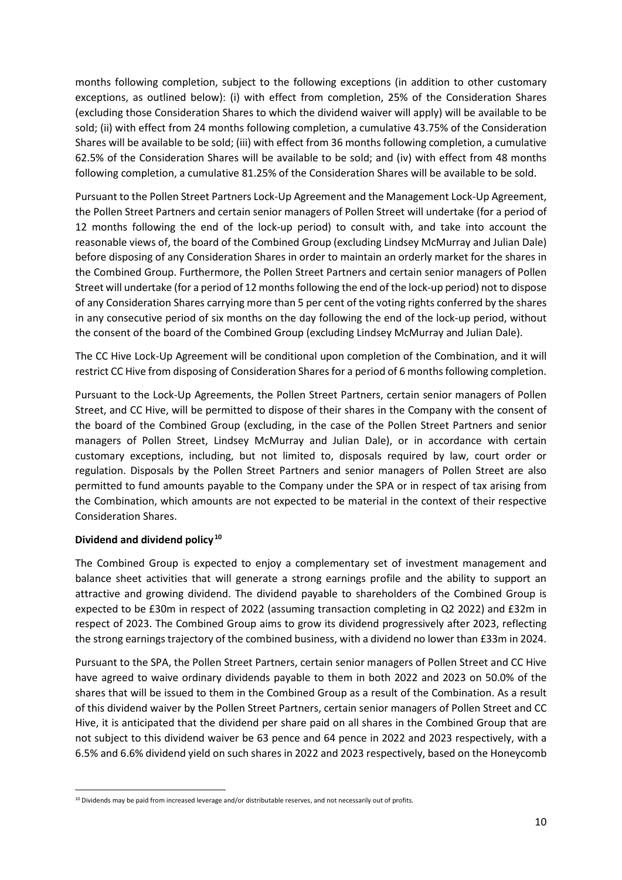months following completion, subject to the following exceptions (in addition to other customary exceptions, as outlined below): (i) with effect from completion, 25% of the Consideration Shares (excluding those Consideration Shares to which the dividend waiver will apply) will be available to be sold; (ii) with effect from 24 months following completion, a cumulative 43.75% of the Consideration Shares will be available to be sold; (iii) with effect from 36 months following completion, a cumulative 62.5% of the Consideration Shares will be available to be sold; and (iv) with effect from 48 months following completion, a cumulative 81.25% of the Consideration Shares will be available to be sold.

Pursuant to the Pollen Street Partners Lock-Up Agreement and the Management Lock-Up Agreement, the Pollen Street Partners and certain senior managers of Pollen Street will undertake (for a period of 12 months following the end of the lock-up period) to consult with, and take into account the reasonable views of, the board of the Combined Group (excluding Lindsey McMurray and Julian Dale) before disposing of any Consideration Shares in order to maintain an orderly market for the shares in the Combined Group. Furthermore, the Pollen Street Partners and certain senior managers of Pollen Street will undertake (for a period of 12 months following the end of the lock-up period) not to dispose of any Consideration Shares carrying more than 5 per cent of the voting rights conferred by the shares in any consecutive period of six months on the day following the end of the lock-up period, without the consent of the board of the Combined Group (excluding Lindsey McMurray and Julian Dale).

The CC Hive Lock-Up Agreement will be conditional upon completion of the Combination, and it will restrict CC Hive from disposing of Consideration Shares for a period of 6 months following completion.

Pursuant to the Lock-Up Agreements, the Pollen Street Partners, certain senior managers of Pollen Street, and CC Hive, will be permitted to dispose of their shares in the Company with the consent of the board of the Combined Group (excluding, in the case of the Pollen Street Partners and senior managers of Pollen Street, Lindsey McMurray and Julian Dale), or in accordance with certain customary exceptions, including, but not limited to, disposals required by law, court order or regulation. Disposals by the Pollen Street Partners and senior managers of Pollen Street are also permitted to fund amounts payable to the Company under the SPA or in respect of tax arising from the Combination, which amounts are not expected to be material in the context of their respective Consideration Shares.

**Dividend and dividend policy**[10]

The Combined Group is expected to enjoy a complementary set of investment management and balance sheet activities that will generate a strong earnings profile and the ability to support an attractive and growing dividend. The dividend payable to shareholders of the Combined Group is expected to be £30m in respect of 2022 (assuming transaction completing in Q2 2022) and £32m in respect of 2023. The Combined Group aims to grow its dividend progressively after 2023, reflecting the strong earnings trajectory of the combined business, with a dividend no lower than £33m in 2024.

Pursuant to the SPA, the Pollen Street Partners, certain senior managers of Pollen Street and CC Hive have agreed to waive ordinary dividends payable to them in both 2022 and 2023 on 50.0% of the shares that will be issued to them in the Combined Group as a result of the Combination. As a result of this dividend waiver by the Pollen Street Partners, certain senior managers of Pollen Street and CC Hive, it is anticipated that the dividend per share paid on all shares in the Combined Group that are not subject to this dividend waiver be 63 pence and 64 pence in 2022 and 2023 respectively, with a 6.5% and 6.6% dividend yield on such shares in 2022 and 2023 respectively, based on the Honeycomb

[10] Dividends may be paid from increased leverage and/or distributable reserves, and not necessarily out of profits.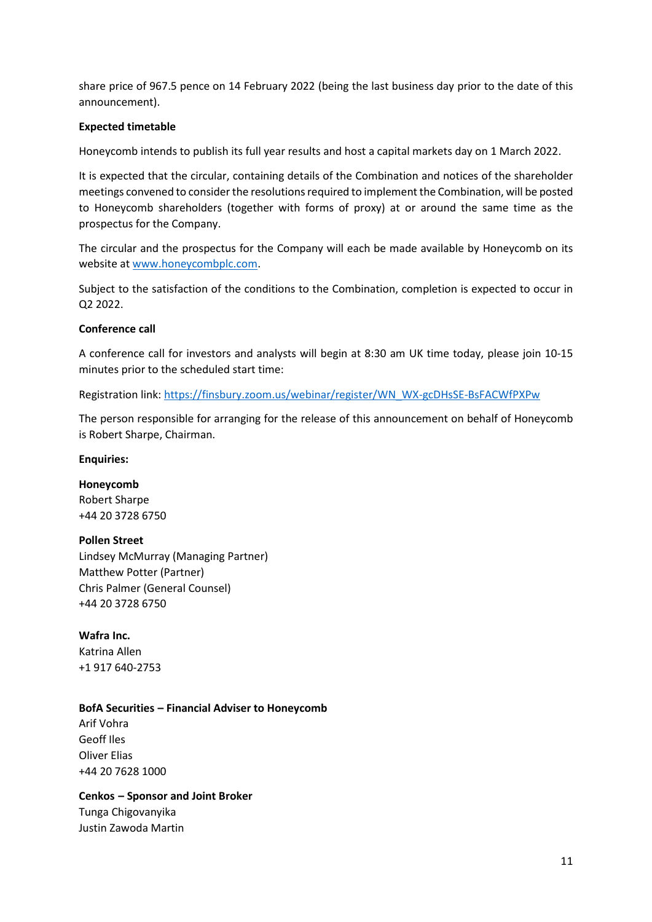share price of 967.5 pence on 14 February 2022 (being the last business day prior to the date of this announcement).

**Expected timetable**

Honeycomb intends to publish its full year results and host a capital markets day on 1 March 2022.

It is expected that the circular, containing details of the Combination and notices of the shareholder meetings convened to consider the resolutions required to implement the Combination, will be posted to Honeycomb shareholders (together with forms of proxy) at or around the same time as the prospectus for the Company.

The circular and the prospectus for the Company will each be made available by Honeycomb on its website at [www.honeycombplc.com](http://www.honeycombplc.com).

Subject to the satisfaction of the conditions to the Combination, completion is expected to occur in Q2 2022.

**Conference call**

A conference call for investors and analysts will begin at 8:30 am UK time today, please join 10-15 minutes prior to the scheduled start time:

Registration link: [https://finsbury.zoom.us/webinar/register/WN_WX-gcDHsSE-BsFACWfPXPw](https://finsbury.zoom.us/webinar/register/WN_WX-gcDHsSE-BsFACWfPXPw)

The person responsible for arranging for the release of this announcement on behalf of Honeycomb is Robert Sharpe, Chairman.

**Enquiries:**

**Honeycomb**
Robert Sharpe
+44 20 3728 6750

**Pollen Street**
Lindsey McMurray (Managing Partner)
Matthew Potter (Partner)
Chris Palmer (General Counsel)
+44 20 3728 6750

**Wafra Inc.**
Katrina Allen
+1 917 640-2753

**BofA Securities – Financial Adviser to Honeycomb**
Arif Vohra
Geoff Iles
Oliver Elias
+44 20 7628 1000

**Cenkos – Sponsor and Joint Broker**
Tunga Chigovanyika
Justin Zawoda Martin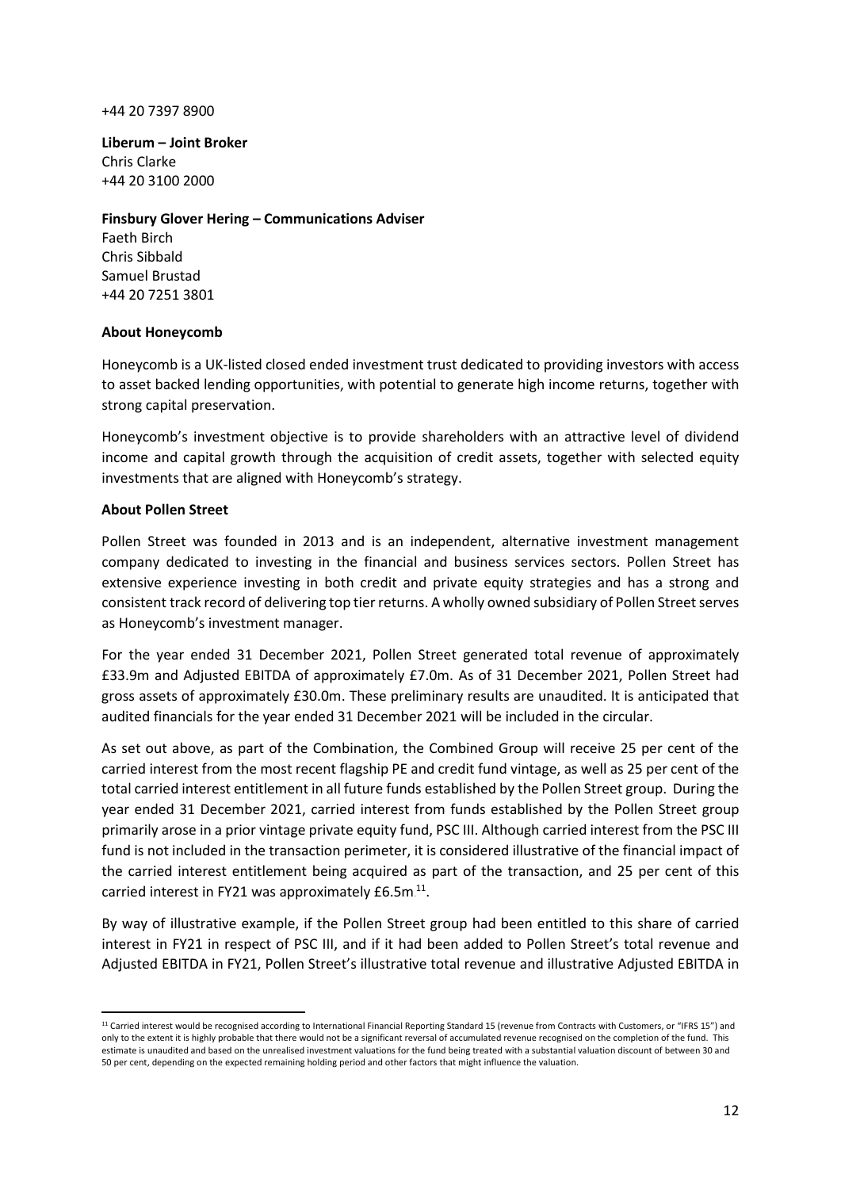+44 20 7397 8900

**Liberum – Joint Broker**
Chris Clarke
+44 20 3100 2000

**Finsbury Glover Hering – Communications Adviser**
Faeth Birch
Chris Sibbald
Samuel Brustad
+44 20 7251 3801

**About Honeycomb**

Honeycomb is a UK-listed closed ended investment trust dedicated to providing investors with access to asset backed lending opportunities, with potential to generate high income returns, together with strong capital preservation.

Honeycomb's investment objective is to provide shareholders with an attractive level of dividend income and capital growth through the acquisition of credit assets, together with selected equity investments that are aligned with Honeycomb's strategy.

**About Pollen Street**

Pollen Street was founded in 2013 and is an independent, alternative investment management company dedicated to investing in the financial and business services sectors. Pollen Street has extensive experience investing in both credit and private equity strategies and has a strong and consistent track record of delivering top tier returns. A wholly owned subsidiary of Pollen Street serves as Honeycomb's investment manager.

For the year ended 31 December 2021, Pollen Street generated total revenue of approximately £33.9m and Adjusted EBITDA of approximately £7.0m. As of 31 December 2021, Pollen Street had gross assets of approximately £30.0m. These preliminary results are unaudited. It is anticipated that audited financials for the year ended 31 December 2021 will be included in the circular.

As set out above, as part of the Combination, the Combined Group will receive 25 per cent of the carried interest from the most recent flagship PE and credit fund vintage, as well as 25 per cent of the total carried interest entitlement in all future funds established by the Pollen Street group. During the year ended 31 December 2021, carried interest from funds established by the Pollen Street group primarily arose in a prior vintage private equity fund, PSC III. Although carried interest from the PSC III fund is not included in the transaction perimeter, it is considered illustrative of the financial impact of the carried interest entitlement being acquired as part of the transaction, and 25 per cent of this carried interest in FY21 was approximately £6.5m[11].

By way of illustrative example, if the Pollen Street group had been entitled to this share of carried interest in FY21 in respect of PSC III, and if it had been added to Pollen Street's total revenue and Adjusted EBITDA in FY21, Pollen Street's illustrative total revenue and illustrative Adjusted EBITDA in

[11] Carried interest would be recognised according to International Financial Reporting Standard 15 (revenue from Contracts with Customers, or "IFRS 15") and only to the extent it is highly probable that there would not be a significant reversal of accumulated revenue recognised on the completion of the fund. This estimate is unaudited and based on the unrealised investment valuations for the fund being treated with a substantial valuation discount of between 30 and 50 per cent, depending on the expected remaining holding period and other factors that might influence the valuation.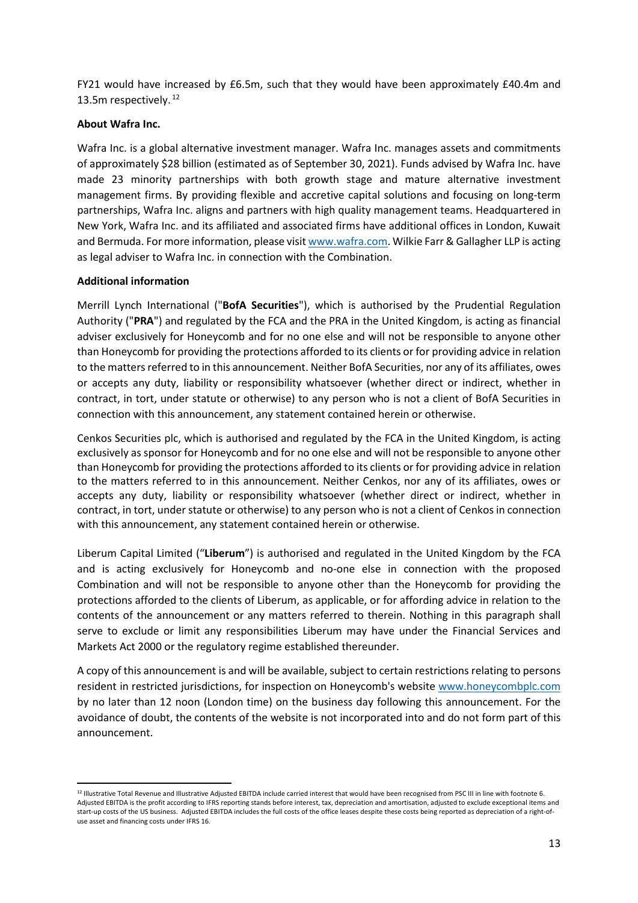FY21 would have increased by £6.5m, such that they would have been approximately £40.4m and 13.5m respectively.[12]

**About Wafra Inc.**

Wafra Inc. is a global alternative investment manager. Wafra Inc. manages assets and commitments of approximately $28 billion (estimated as of September 30, 2021). Funds advised by Wafra Inc. have made 23 minority partnerships with both growth stage and mature alternative investment management firms. By providing flexible and accretive capital solutions and focusing on long-term partnerships, Wafra Inc. aligns and partners with high quality management teams. Headquartered in New York, Wafra Inc. and its affiliated and associated firms have additional offices in London, Kuwait and Bermuda. For more information, please visit www.wafra.com. Wilkie Farr & Gallagher LLP is acting as legal adviser to Wafra Inc. in connection with the Combination.

**Additional information**

Merrill Lynch International ("**BofA Securities**"), which is authorised by the Prudential Regulation Authority ("**PRA**") and regulated by the FCA and the PRA in the United Kingdom, is acting as financial adviser exclusively for Honeycomb and for no one else and will not be responsible to anyone other than Honeycomb for providing the protections afforded to its clients or for providing advice in relation to the matters referred to in this announcement. Neither BofA Securities, nor any of its affiliates, owes or accepts any duty, liability or responsibility whatsoever (whether direct or indirect, whether in contract, in tort, under statute or otherwise) to any person who is not a client of BofA Securities in connection with this announcement, any statement contained herein or otherwise.

Cenkos Securities plc, which is authorised and regulated by the FCA in the United Kingdom, is acting exclusively as sponsor for Honeycomb and for no one else and will not be responsible to anyone other than Honeycomb for providing the protections afforded to its clients or for providing advice in relation to the matters referred to in this announcement. Neither Cenkos, nor any of its affiliates, owes or accepts any duty, liability or responsibility whatsoever (whether direct or indirect, whether in contract, in tort, under statute or otherwise) to any person who is not a client of Cenkos in connection with this announcement, any statement contained herein or otherwise.

Liberum Capital Limited ("**Liberum**") is authorised and regulated in the United Kingdom by the FCA and is acting exclusively for Honeycomb and no-one else in connection with the proposed Combination and will not be responsible to anyone other than the Honeycomb for providing the protections afforded to the clients of Liberum, as applicable, or for affording advice in relation to the contents of the announcement or any matters referred to therein. Nothing in this paragraph shall serve to exclude or limit any responsibilities Liberum may have under the Financial Services and Markets Act 2000 or the regulatory regime established thereunder.

A copy of this announcement is and will be available, subject to certain restrictions relating to persons resident in restricted jurisdictions, for inspection on Honeycomb's website www.honeycombplc.com by no later than 12 noon (London time) on the business day following this announcement. For the avoidance of doubt, the contents of the website is not incorporated into and do not form part of this announcement.

---

[12] Illustrative Total Revenue and Illustrative Adjusted EBITDA include carried interest that would have been recognised from PSC III in line with footnote 6. Adjusted EBITDA is the profit according to IFRS reporting stands before interest, tax, depreciation and amortisation, adjusted to exclude exceptional items and start-up costs of the US business. Adjusted EBITDA includes the full costs of the office leases despite these costs being reported as depreciation of a right-of-use asset and financing costs under IFRS 16.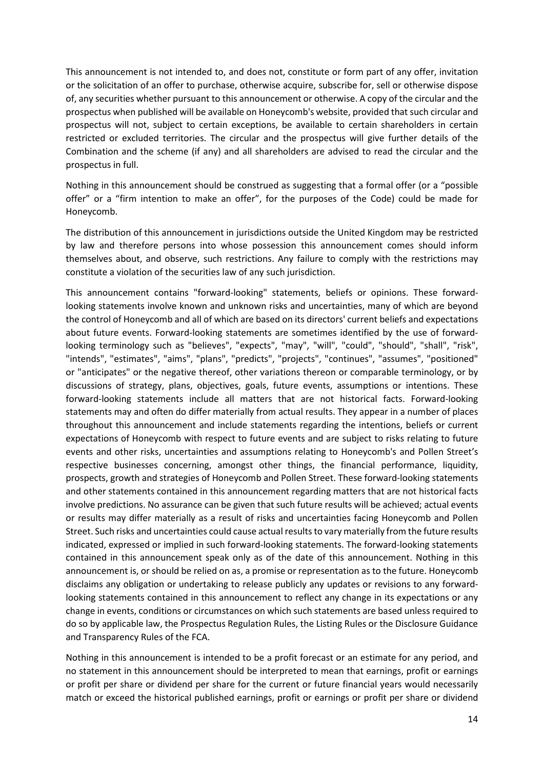This announcement is not intended to, and does not, constitute or form part of any offer, invitation or the solicitation of an offer to purchase, otherwise acquire, subscribe for, sell or otherwise dispose of, any securities whether pursuant to this announcement or otherwise. A copy of the circular and the prospectus when published will be available on Honeycomb's website, provided that such circular and prospectus will not, subject to certain exceptions, be available to certain shareholders in certain restricted or excluded territories. The circular and the prospectus will give further details of the Combination and the scheme (if any) and all shareholders are advised to read the circular and the prospectus in full.

Nothing in this announcement should be construed as suggesting that a formal offer (or a "possible offer" or a "firm intention to make an offer", for the purposes of the Code) could be made for Honeycomb.

The distribution of this announcement in jurisdictions outside the United Kingdom may be restricted by law and therefore persons into whose possession this announcement comes should inform themselves about, and observe, such restrictions. Any failure to comply with the restrictions may constitute a violation of the securities law of any such jurisdiction.

This announcement contains "forward-looking" statements, beliefs or opinions. These forward-looking statements involve known and unknown risks and uncertainties, many of which are beyond the control of Honeycomb and all of which are based on its directors' current beliefs and expectations about future events. Forward-looking statements are sometimes identified by the use of forward-looking terminology such as "believes", "expects", "may", "will", "could", "should", "shall", "risk", "intends", "estimates", "aims", "plans", "predicts", "projects", "continues", "assumes", "positioned" or "anticipates" or the negative thereof, other variations thereon or comparable terminology, or by discussions of strategy, plans, objectives, goals, future events, assumptions or intentions. These forward-looking statements include all matters that are not historical facts. Forward-looking statements may and often do differ materially from actual results. They appear in a number of places throughout this announcement and include statements regarding the intentions, beliefs or current expectations of Honeycomb with respect to future events and are subject to risks relating to future events and other risks, uncertainties and assumptions relating to Honeycomb's and Pollen Street's respective businesses concerning, amongst other things, the financial performance, liquidity, prospects, growth and strategies of Honeycomb and Pollen Street. These forward-looking statements and other statements contained in this announcement regarding matters that are not historical facts involve predictions. No assurance can be given that such future results will be achieved; actual events or results may differ materially as a result of risks and uncertainties facing Honeycomb and Pollen Street. Such risks and uncertainties could cause actual results to vary materially from the future results indicated, expressed or implied in such forward-looking statements. The forward-looking statements contained in this announcement speak only as of the date of this announcement. Nothing in this announcement is, or should be relied on as, a promise or representation as to the future. Honeycomb disclaims any obligation or undertaking to release publicly any updates or revisions to any forward-looking statements contained in this announcement to reflect any change in its expectations or any change in events, conditions or circumstances on which such statements are based unless required to do so by applicable law, the Prospectus Regulation Rules, the Listing Rules or the Disclosure Guidance and Transparency Rules of the FCA.

Nothing in this announcement is intended to be a profit forecast or an estimate for any period, and no statement in this announcement should be interpreted to mean that earnings, profit or earnings or profit per share or dividend per share for the current or future financial years would necessarily match or exceed the historical published earnings, profit or earnings or profit per share or dividend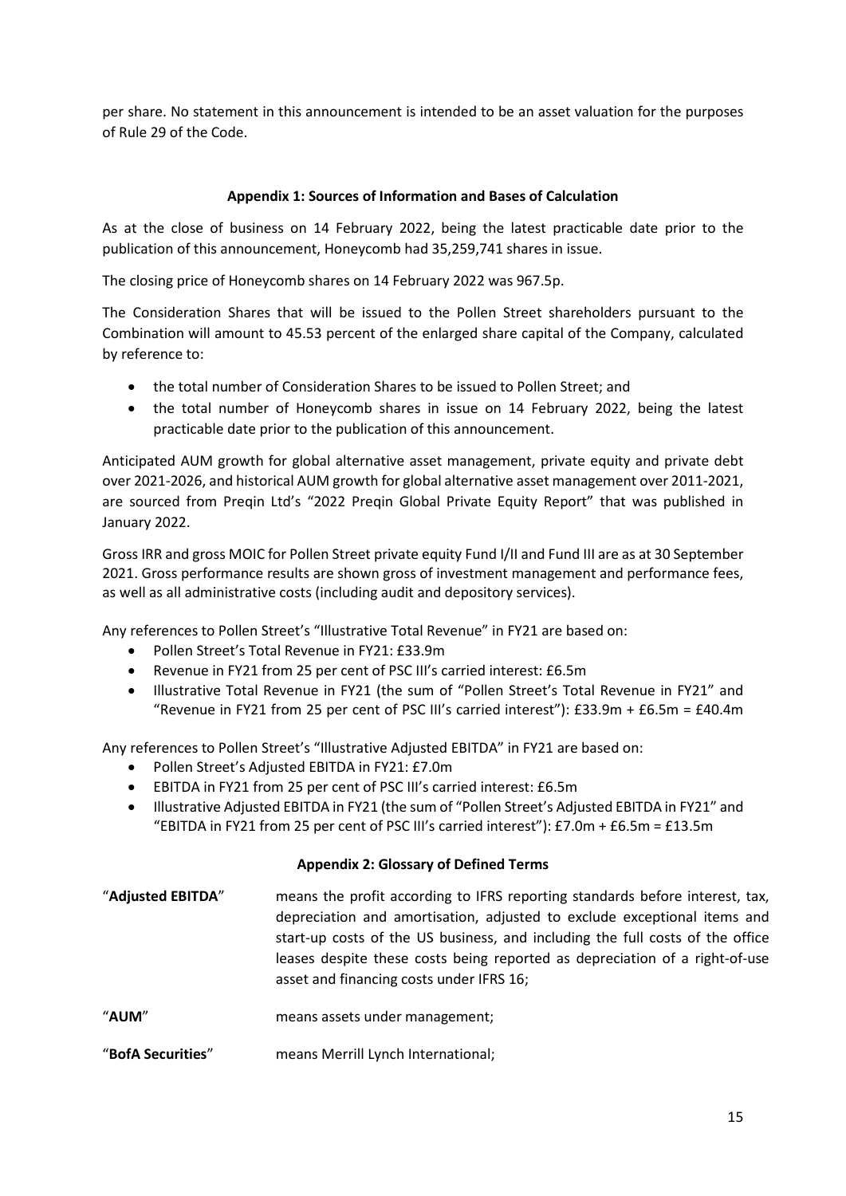per share. No statement in this announcement is intended to be an asset valuation for the purposes of Rule 29 of the Code.

## Appendix 1: Sources of Information and Bases of Calculation

As at the close of business on 14 February 2022, being the latest practicable date prior to the publication of this announcement, Honeycomb had 35,259,741 shares in issue.

The closing price of Honeycomb shares on 14 February 2022 was 967.5p.

The Consideration Shares that will be issued to the Pollen Street shareholders pursuant to the Combination will amount to 45.53 percent of the enlarged share capital of the Company, calculated by reference to:

- the total number of Consideration Shares to be issued to Pollen Street; and
- the total number of Honeycomb shares in issue on 14 February 2022, being the latest practicable date prior to the publication of this announcement.

Anticipated AUM growth for global alternative asset management, private equity and private debt over 2021-2026, and historical AUM growth for global alternative asset management over 2011-2021, are sourced from Preqin Ltd's "2022 Preqin Global Private Equity Report" that was published in January 2022.

Gross IRR and gross MOIC for Pollen Street private equity Fund I/II and Fund III are as at 30 September 2021. Gross performance results are shown gross of investment management and performance fees, as well as all administrative costs (including audit and depository services).

Any references to Pollen Street's "Illustrative Total Revenue" in FY21 are based on:

- Pollen Street's Total Revenue in FY21: £33.9m
- Revenue in FY21 from 25 per cent of PSC III's carried interest: £6.5m
- Illustrative Total Revenue in FY21 (the sum of "Pollen Street's Total Revenue in FY21" and "Revenue in FY21 from 25 per cent of PSC III's carried interest"): £33.9m + £6.5m = £40.4m

Any references to Pollen Street's "Illustrative Adjusted EBITDA" in FY21 are based on:

- Pollen Street's Adjusted EBITDA in FY21: £7.0m
- EBITDA in FY21 from 25 per cent of PSC III's carried interest: £6.5m
- Illustrative Adjusted EBITDA in FY21 (the sum of "Pollen Street's Adjusted EBITDA in FY21" and "EBITDA in FY21 from 25 per cent of PSC III's carried interest"): £7.0m + £6.5m = £13.5m

## Appendix 2: Glossary of Defined Terms

"**Adjusted EBITDA**" means the profit according to IFRS reporting standards before interest, tax, depreciation and amortisation, adjusted to exclude exceptional items and start-up costs of the US business, and including the full costs of the office leases despite these costs being reported as depreciation of a right-of-use asset and financing costs under IFRS 16;

"**AUM**" means assets under management;

"**BofA Securities**" means Merrill Lynch International;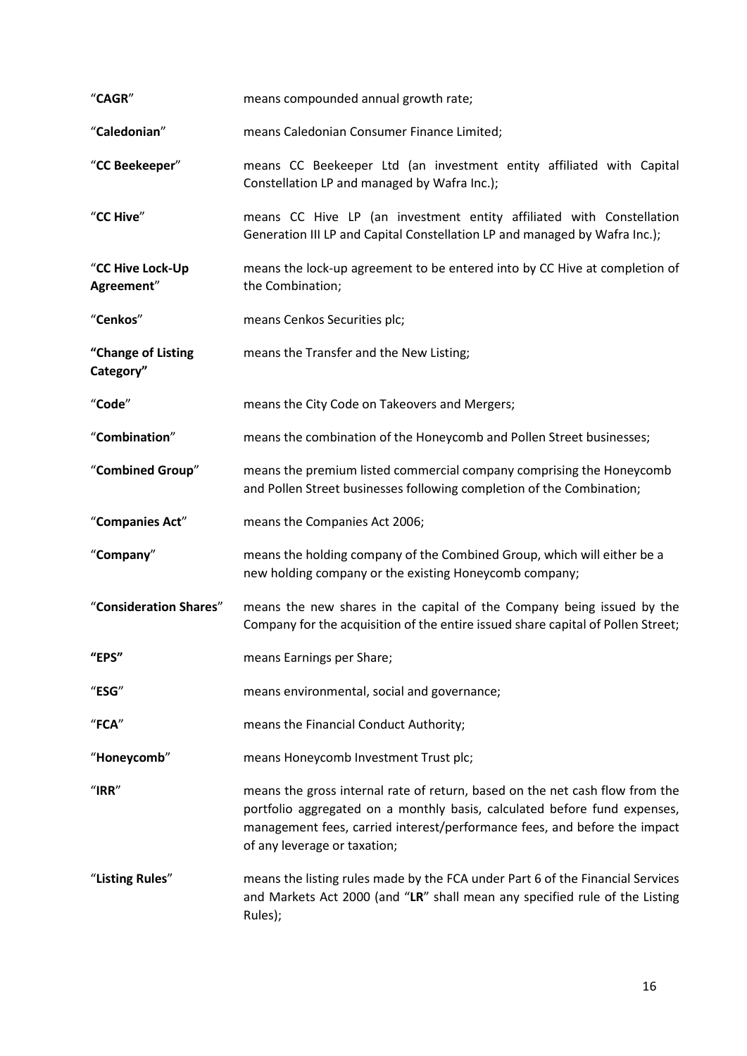| | |
|---|---|
| "**CAGR**" | means compounded annual growth rate; |
| "**Caledonian**" | means Caledonian Consumer Finance Limited; |
| "**CC Beekeeper**" | means CC Beekeeper Ltd (an investment entity affiliated with Capital Constellation LP and managed by Wafra Inc.); |
| "**CC Hive**" | means CC Hive LP (an investment entity affiliated with Constellation Generation III LP and Capital Constellation LP and managed by Wafra Inc.); |
| "**CC Hive Lock-Up Agreement**" | means the lock-up agreement to be entered into by CC Hive at completion of the Combination; |
| "**Cenkos**" | means Cenkos Securities plc; |
| **"Change of Listing Category"** | means the Transfer and the New Listing; |
| "**Code**" | means the City Code on Takeovers and Mergers; |
| "**Combination**" | means the combination of the Honeycomb and Pollen Street businesses; |
| "**Combined Group**" | means the premium listed commercial company comprising the Honeycomb and Pollen Street businesses following completion of the Combination; |
| "**Companies Act**" | means the Companies Act 2006; |
| "**Company**" | means the holding company of the Combined Group, which will either be a new holding company or the existing Honeycomb company; |
| "**Consideration Shares**" | means the new shares in the capital of the Company being issued by the Company for the acquisition of the entire issued share capital of Pollen Street; |
| **"EPS"** | means Earnings per Share; |
| "**ESG**" | means environmental, social and governance; |
| "**FCA**" | means the Financial Conduct Authority; |
| "**Honeycomb**" | means Honeycomb Investment Trust plc; |
| "**IRR**" | means the gross internal rate of return, based on the net cash flow from the portfolio aggregated on a monthly basis, calculated before fund expenses, management fees, carried interest/performance fees, and before the impact of any leverage or taxation; |
| "**Listing Rules**" | means the listing rules made by the FCA under Part 6 of the Financial Services and Markets Act 2000 (and "**LR**" shall mean any specified rule of the Listing Rules); |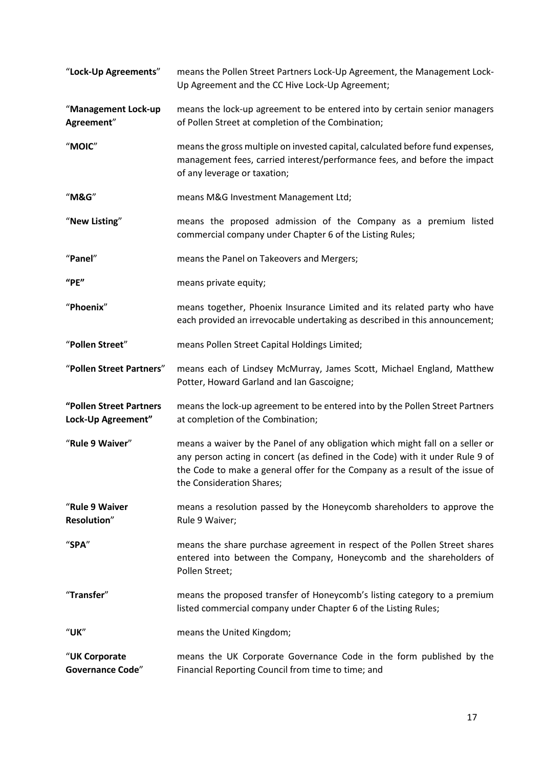| | |
|---|---|
| "**Lock-Up Agreements**" | means the Pollen Street Partners Lock-Up Agreement, the Management Lock-Up Agreement and the CC Hive Lock-Up Agreement; |
| "**Management Lock-up Agreement**" | means the lock-up agreement to be entered into by certain senior managers of Pollen Street at completion of the Combination; |
| "**MOIC**" | means the gross multiple on invested capital, calculated before fund expenses, management fees, carried interest/performance fees, and before the impact of any leverage or taxation; |
| "**M&G**" | means M&G Investment Management Ltd; |
| "**New Listing**" | means the proposed admission of the Company as a premium listed commercial company under Chapter 6 of the Listing Rules; |
| "**Panel**" | means the Panel on Takeovers and Mergers; |
| **"PE"** | means private equity; |
| "**Phoenix**" | means together, Phoenix Insurance Limited and its related party who have each provided an irrevocable undertaking as described in this announcement; |
| "**Pollen Street**" | means Pollen Street Capital Holdings Limited; |
| "**Pollen Street Partners**" | means each of Lindsey McMurray, James Scott, Michael England, Matthew Potter, Howard Garland and Ian Gascoigne; |
| **"Pollen Street Partners Lock-Up Agreement"** | means the lock-up agreement to be entered into by the Pollen Street Partners at completion of the Combination; |
| "**Rule 9 Waiver**" | means a waiver by the Panel of any obligation which might fall on a seller or any person acting in concert (as defined in the Code) with it under Rule 9 of the Code to make a general offer for the Company as a result of the issue of the Consideration Shares; |
| "**Rule 9 Waiver Resolution**" | means a resolution passed by the Honeycomb shareholders to approve the Rule 9 Waiver; |
| "**SPA**" | means the share purchase agreement in respect of the Pollen Street shares entered into between the Company, Honeycomb and the shareholders of Pollen Street; |
| "**Transfer**" | means the proposed transfer of Honeycomb's listing category to a premium listed commercial company under Chapter 6 of the Listing Rules; |
| "**UK**" | means the United Kingdom; |
| "**UK Corporate Governance Code**" | means the UK Corporate Governance Code in the form published by the Financial Reporting Council from time to time; and |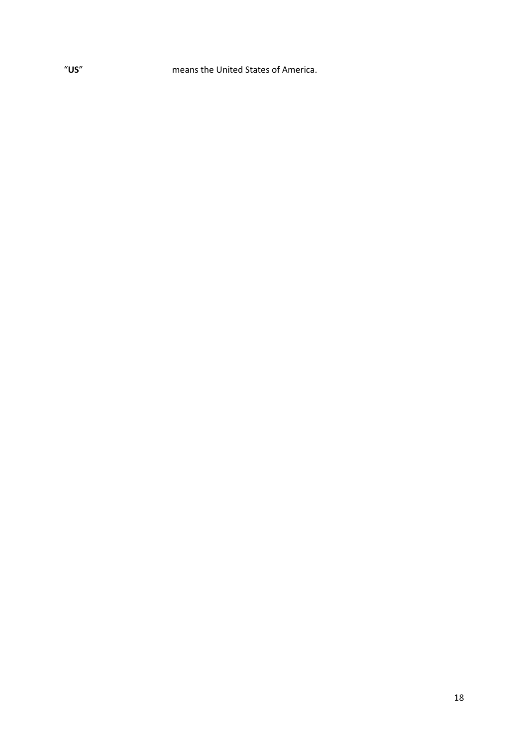"**US**" means the United States of America.